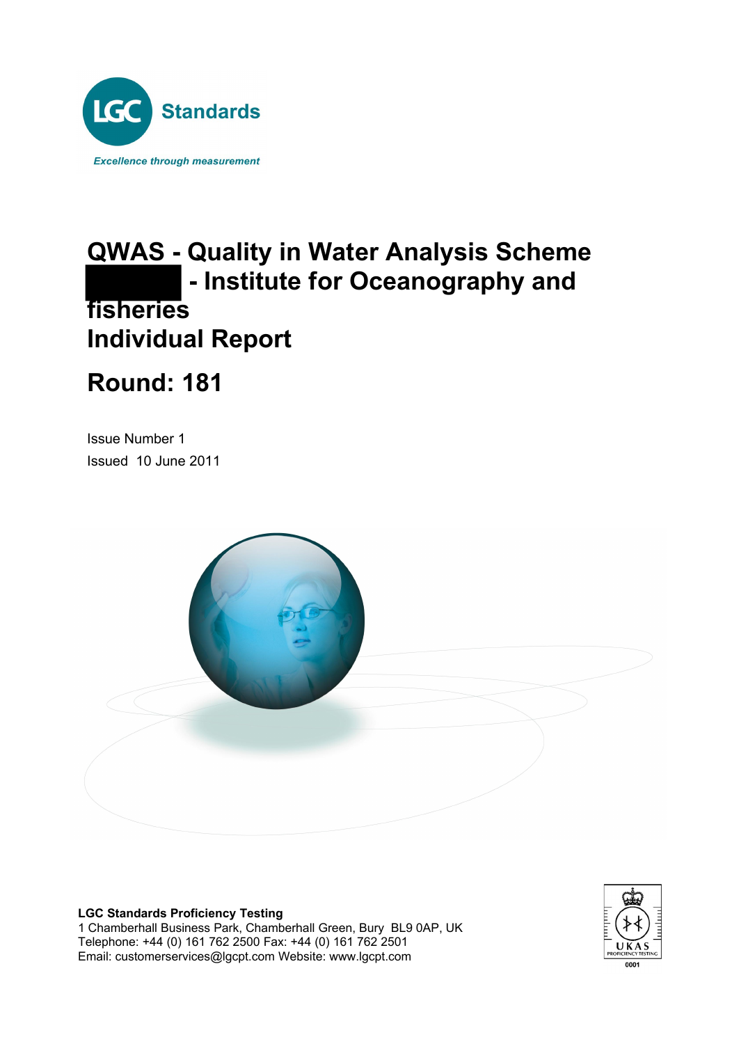LGC Standards

*Excellence through measurement*

# QWAS - Quality in Water Analysis Scheme
# - Institute for Oceanography and fisheries
# Individual Report

# Round: 181

Issue Number 1

Issued 10 June 2011

**LGC Standards Proficiency Testing**
1 Chamberhall Business Park, Chamberhall Green, Bury BL9 0AP, UK
Telephone: +44 (0) 161 762 2500 Fax: +44 (0) 161 762 2501
Email: customerservices@lgcpt.com Website: www.lgcpt.com

UKAS PROFICIENCY TESTING 0001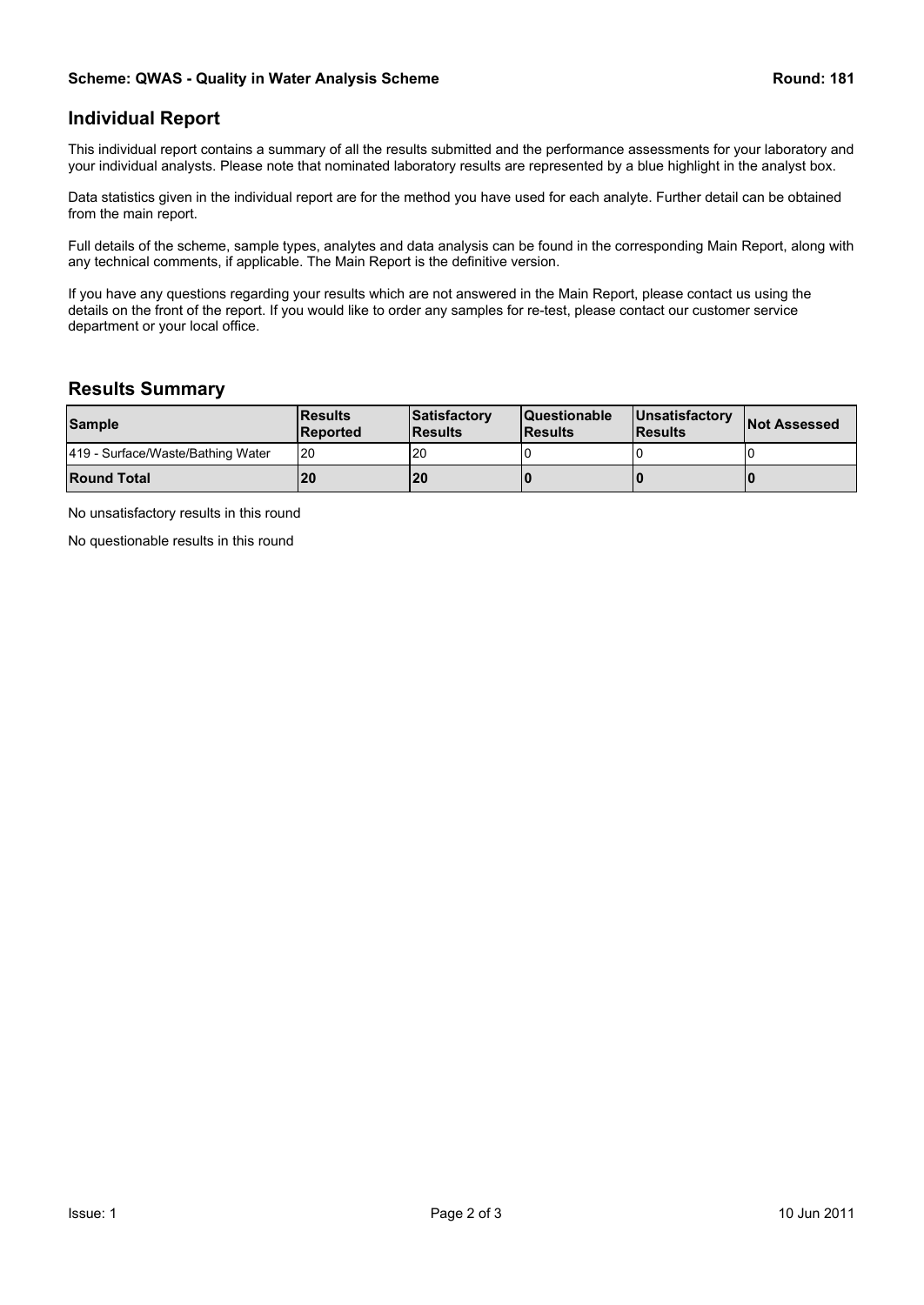## Individual Report

This individual report contains a summary of all the results submitted and the performance assessments for your laboratory and your individual analysts. Please note that nominated laboratory results are represented by a blue highlight in the analyst box.

Data statistics given in the individual report are for the method you have used for each analyte. Further detail can be obtained from the main report.

Full details of the scheme, sample types, analytes and data analysis can be found in the corresponding Main Report, along with any technical comments, if applicable. The Main Report is the definitive version.

If you have any questions regarding your results which are not answered in the Main Report, please contact us using the details on the front of the report. If you would like to order any samples for re-test, please contact our customer service department or your local office.

## Results Summary

| Sample | Results Reported | Satisfactory Results | Questionable Results | Unsatisfactory Results | Not Assessed |
|---|---|---|---|---|---|
| 419 - Surface/Waste/Bathing Water | 20 | 20 | 0 | 0 | 0 |
| **Round Total** | **20** | **20** | **0** | **0** | **0** |

No unsatisfactory results in this round

No questionable results in this round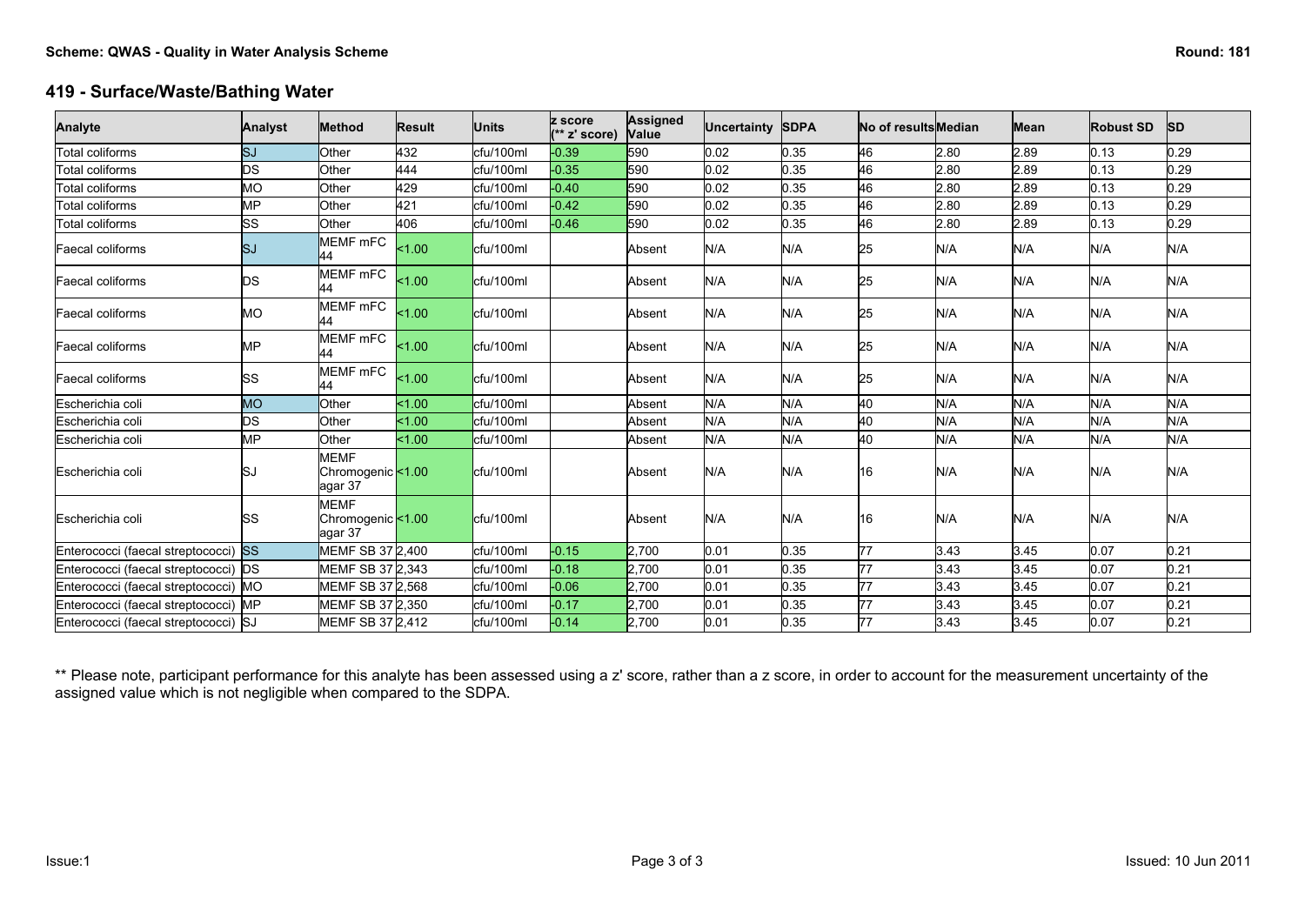**Scheme: QWAS - Quality in Water Analysis Scheme** **Round: 181**

## 419 - Surface/Waste/Bathing Water

| Analyte | Analyst | Method | Result | Units | z score (** z' score) | Assigned Value | Uncertainty | SDPA | No of results | Median | Mean | Robust SD | SD |
|---|---|---|---|---|---|---|---|---|---|---|---|---|---|
| Total coliforms | SJ | Other | 432 | cfu/100ml | -0.39 | 590 | 0.02 | 0.35 | 46 | 2.80 | 2.89 | 0.13 | 0.29 |
| Total coliforms | DS | Other | 444 | cfu/100ml | -0.35 | 590 | 0.02 | 0.35 | 46 | 2.80 | 2.89 | 0.13 | 0.29 |
| Total coliforms | MO | Other | 429 | cfu/100ml | -0.40 | 590 | 0.02 | 0.35 | 46 | 2.80 | 2.89 | 0.13 | 0.29 |
| Total coliforms | MP | Other | 421 | cfu/100ml | -0.42 | 590 | 0.02 | 0.35 | 46 | 2.80 | 2.89 | 0.13 | 0.29 |
| Total coliforms | SS | Other | 406 | cfu/100ml | -0.46 | 590 | 0.02 | 0.35 | 46 | 2.80 | 2.89 | 0.13 | 0.29 |
| Faecal coliforms | SJ | MEMF mFC 44 | <1.00 | cfu/100ml | | Absent | N/A | N/A | 25 | N/A | N/A | N/A | N/A |
| Faecal coliforms | DS | MEMF mFC 44 | <1.00 | cfu/100ml | | Absent | N/A | N/A | 25 | N/A | N/A | N/A | N/A |
| Faecal coliforms | MO | MEMF mFC 44 | <1.00 | cfu/100ml | | Absent | N/A | N/A | 25 | N/A | N/A | N/A | N/A |
| Faecal coliforms | MP | MEMF mFC 44 | <1.00 | cfu/100ml | | Absent | N/A | N/A | 25 | N/A | N/A | N/A | N/A |
| Faecal coliforms | SS | MEMF mFC 44 | <1.00 | cfu/100ml | | Absent | N/A | N/A | 25 | N/A | N/A | N/A | N/A |
| Escherichia coli | MO | Other | <1.00 | cfu/100ml | | Absent | N/A | N/A | 40 | N/A | N/A | N/A | N/A |
| Escherichia coli | DS | Other | <1.00 | cfu/100ml | | Absent | N/A | N/A | 40 | N/A | N/A | N/A | N/A |
| Escherichia coli | MP | Other | <1.00 | cfu/100ml | | Absent | N/A | N/A | 40 | N/A | N/A | N/A | N/A |
| Escherichia coli | SJ | MEMF Chromogenic agar 37 | <1.00 | cfu/100ml | | Absent | N/A | N/A | 16 | N/A | N/A | N/A | N/A |
| Escherichia coli | SS | MEMF Chromogenic agar 37 | <1.00 | cfu/100ml | | Absent | N/A | N/A | 16 | N/A | N/A | N/A | N/A |
| Enterococci (faecal streptococci) | SS | MEMF SB 37 | 2,400 | cfu/100ml | -0.15 | 2,700 | 0.01 | 0.35 | 77 | 3.43 | 3.45 | 0.07 | 0.21 |
| Enterococci (faecal streptococci) | DS | MEMF SB 37 | 2,343 | cfu/100ml | -0.18 | 2,700 | 0.01 | 0.35 | 77 | 3.43 | 3.45 | 0.07 | 0.21 |
| Enterococci (faecal streptococci) | MO | MEMF SB 37 | 2,568 | cfu/100ml | -0.06 | 2,700 | 0.01 | 0.35 | 77 | 3.43 | 3.45 | 0.07 | 0.21 |
| Enterococci (faecal streptococci) | MP | MEMF SB 37 | 2,350 | cfu/100ml | -0.17 | 2,700 | 0.01 | 0.35 | 77 | 3.43 | 3.45 | 0.07 | 0.21 |
| Enterococci (faecal streptococci) | SJ | MEMF SB 37 | 2,412 | cfu/100ml | -0.14 | 2,700 | 0.01 | 0.35 | 77 | 3.43 | 3.45 | 0.07 | 0.21 |

** Please note, participant performance for this analyte has been assessed using a z' score, rather than a z score, in order to account for the measurement uncertainty of the assigned value which is not negligible when compared to the SDPA.

Issue:1 Issued: 10 Jun 2011